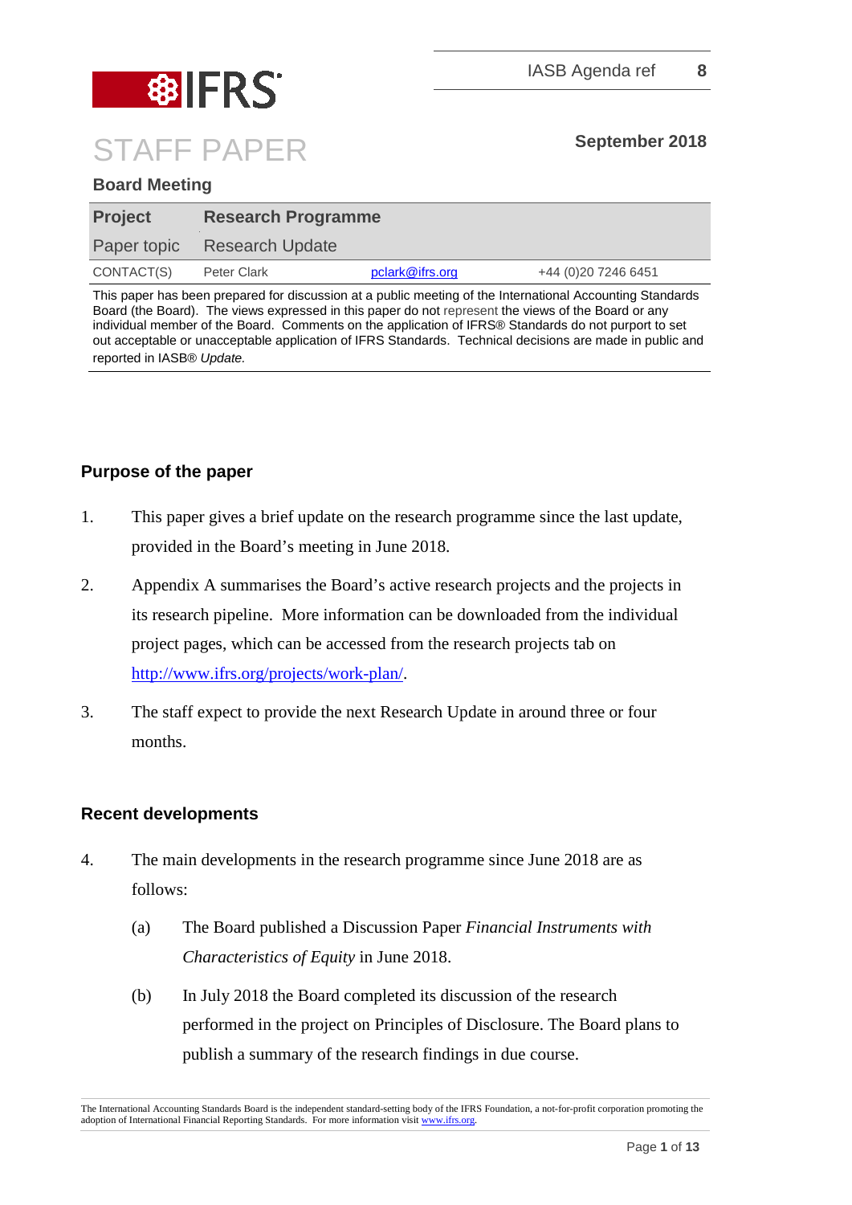IASB Agenda ref **8**

# STAFF PAPER

**September 2018**

**Board Meeting**

| **Project** | **Research Programme** | | |
|---|---|---|---|
| Paper topic | Research Update | | |
| CONTACT(S) | Peter Clark | pclark@ifrs.org | +44 (0)20 7246 6451 |

This paper has been prepared for discussion at a public meeting of the International Accounting Standards Board (the Board). The views expressed in this paper do not represent the views of the Board or any individual member of the Board. Comments on the application of IFRS® Standards do not purport to set out acceptable or unacceptable application of IFRS Standards. Technical decisions are made in public and reported in IASB® *Update*.

## Purpose of the paper

1. This paper gives a brief update on the research programme since the last update, provided in the Board's meeting in June 2018.

2. Appendix A summarises the Board's active research projects and the projects in its research pipeline. More information can be downloaded from the individual project pages, which can be accessed from the research projects tab on http://www.ifrs.org/projects/work-plan/.

3. The staff expect to provide the next Research Update in around three or four months.

## Recent developments

4. The main developments in the research programme since June 2018 are as follows:

   (a) The Board published a Discussion Paper *Financial Instruments with Characteristics of Equity* in June 2018.

   (b) In July 2018 the Board completed its discussion of the research performed in the project on Principles of Disclosure. The Board plans to publish a summary of the research findings in due course.

The International Accounting Standards Board is the independent standard-setting body of the IFRS Foundation, a not-for-profit corporation promoting the adoption of International Financial Reporting Standards. For more information visit www.ifrs.org.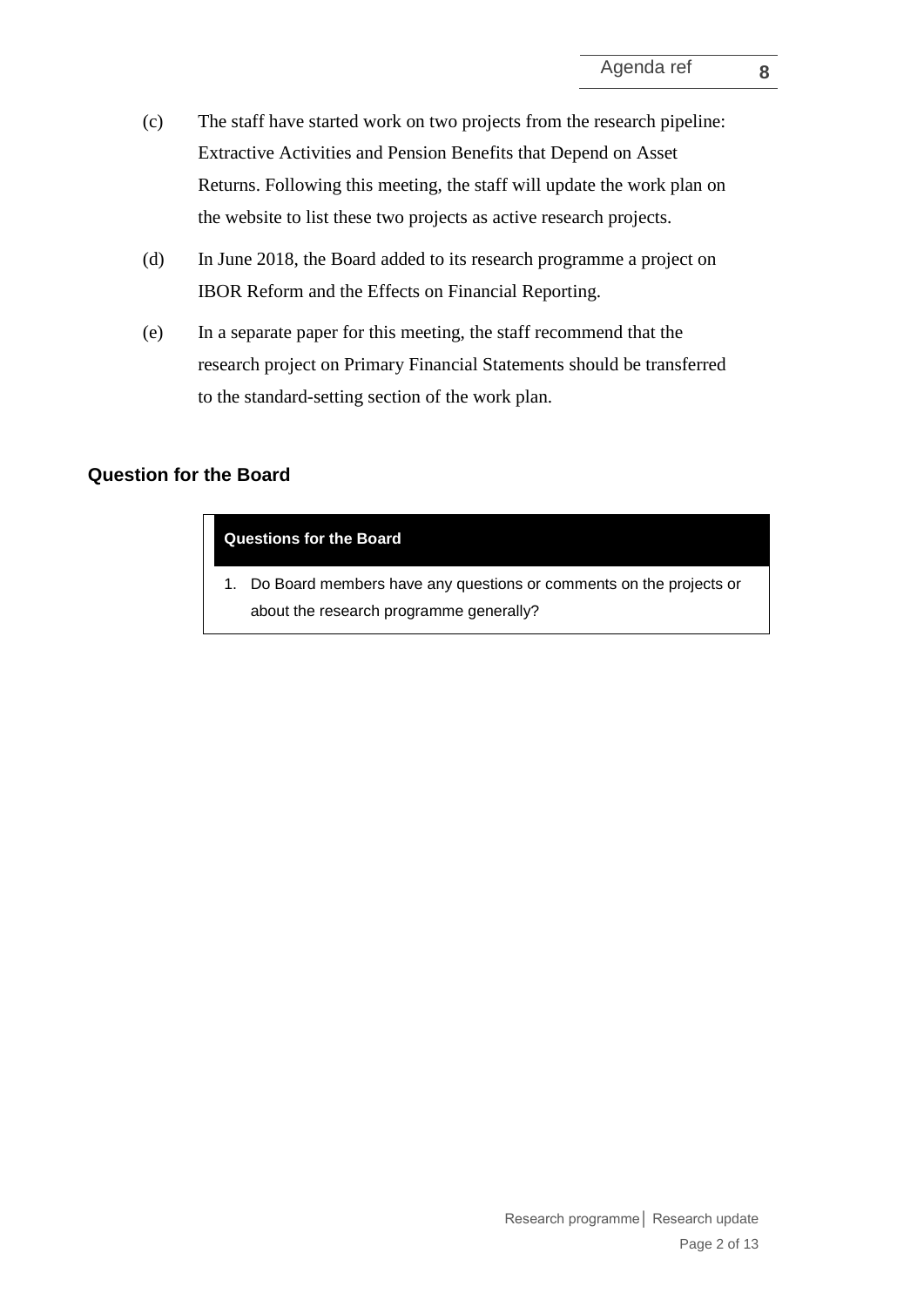(c) The staff have started work on two projects from the research pipeline: Extractive Activities and Pension Benefits that Depend on Asset Returns. Following this meeting, the staff will update the work plan on the website to list these two projects as active research projects.

(d) In June 2018, the Board added to its research programme a project on IBOR Reform and the Effects on Financial Reporting.

(e) In a separate paper for this meeting, the staff recommend that the research project on Primary Financial Statements should be transferred to the standard-setting section of the work plan.

## Question for the Board

| **Questions for the Board** |
|---|
| 1. Do Board members have any questions or comments on the projects or about the research programme generally? |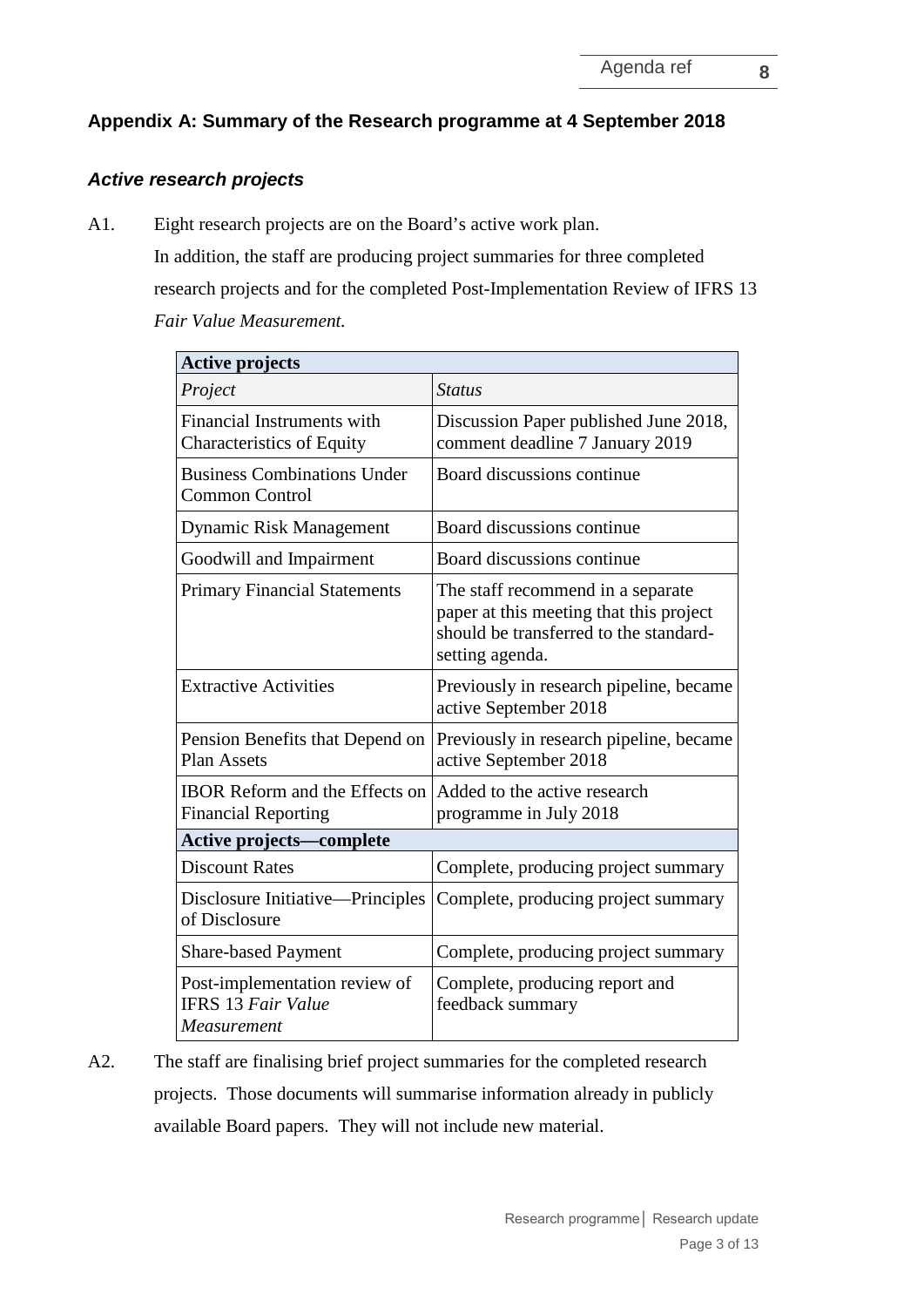## Appendix A: Summary of the Research programme at 4 September 2018

### *Active research projects*

A1. Eight research projects are on the Board's active work plan. In addition, the staff are producing project summaries for three completed research projects and for the completed Post-Implementation Review of IFRS 13 *Fair Value Measurement.*

| **Active projects** | |
|---|---|
| *Project* | *Status* |
| Financial Instruments with Characteristics of Equity | Discussion Paper published June 2018, comment deadline 7 January 2019 |
| Business Combinations Under Common Control | Board discussions continue |
| Dynamic Risk Management | Board discussions continue |
| Goodwill and Impairment | Board discussions continue |
| Primary Financial Statements | The staff recommend in a separate paper at this meeting that this project should be transferred to the standard-setting agenda. |
| Extractive Activities | Previously in research pipeline, became active September 2018 |
| Pension Benefits that Depend on Plan Assets | Previously in research pipeline, became active September 2018 |
| IBOR Reform and the Effects on Financial Reporting | Added to the active research programme in July 2018 |
| **Active projects—complete** | |
| Discount Rates | Complete, producing project summary |
| Disclosure Initiative—Principles of Disclosure | Complete, producing project summary |
| Share-based Payment | Complete, producing project summary |
| Post-implementation review of IFRS 13 *Fair Value Measurement* | Complete, producing report and feedback summary |

A2. The staff are finalising brief project summaries for the completed research projects. Those documents will summarise information already in publicly available Board papers. They will not include new material.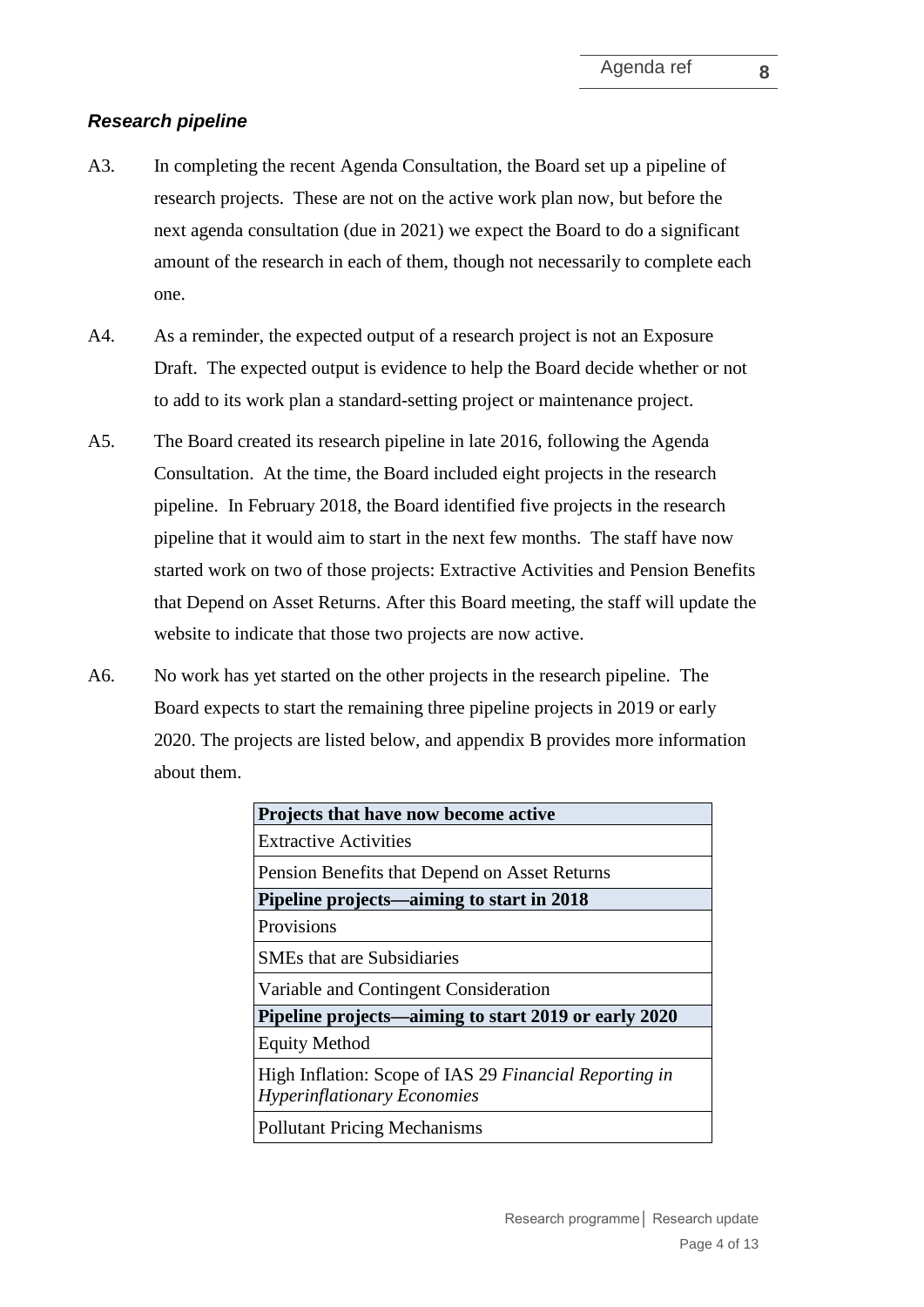### ***Research pipeline***

A3. In completing the recent Agenda Consultation, the Board set up a pipeline of research projects. These are not on the active work plan now, but before the next agenda consultation (due in 2021) we expect the Board to do a significant amount of the research in each of them, though not necessarily to complete each one.

A4. As a reminder, the expected output of a research project is not an Exposure Draft. The expected output is evidence to help the Board decide whether or not to add to its work plan a standard-setting project or maintenance project.

A5. The Board created its research pipeline in late 2016, following the Agenda Consultation. At the time, the Board included eight projects in the research pipeline. In February 2018, the Board identified five projects in the research pipeline that it would aim to start in the next few months. The staff have now started work on two of those projects: Extractive Activities and Pension Benefits that Depend on Asset Returns. After this Board meeting, the staff will update the website to indicate that those two projects are now active.

A6. No work has yet started on the other projects in the research pipeline. The Board expects to start the remaining three pipeline projects in 2019 or early 2020. The projects are listed below, and appendix B provides more information about them.

| **Projects that have now become active** |
|---|
| Extractive Activities |
| Pension Benefits that Depend on Asset Returns |
| **Pipeline projects—aiming to start in 2018** |
| Provisions |
| SMEs that are Subsidiaries |
| Variable and Contingent Consideration |
| **Pipeline projects—aiming to start 2019 or early 2020** |
| Equity Method |
| High Inflation: Scope of IAS 29 *Financial Reporting in Hyperinflationary Economies* |
| Pollutant Pricing Mechanisms |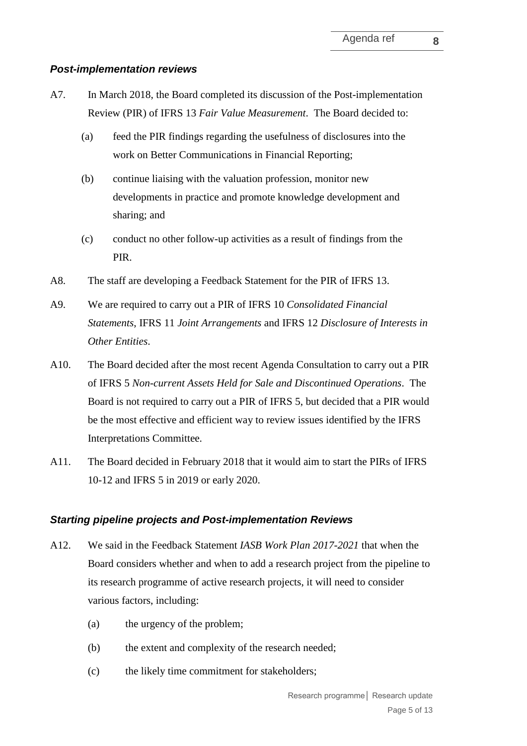### *Post-implementation reviews*

A7. In March 2018, the Board completed its discussion of the Post-implementation Review (PIR) of IFRS 13 *Fair Value Measurement*. The Board decided to:

(a) feed the PIR findings regarding the usefulness of disclosures into the work on Better Communications in Financial Reporting;

(b) continue liaising with the valuation profession, monitor new developments in practice and promote knowledge development and sharing; and

(c) conduct no other follow-up activities as a result of findings from the PIR.

A8. The staff are developing a Feedback Statement for the PIR of IFRS 13.

A9. We are required to carry out a PIR of IFRS 10 *Consolidated Financial Statements*, IFRS 11 *Joint Arrangements* and IFRS 12 *Disclosure of Interests in Other Entities*.

A10. The Board decided after the most recent Agenda Consultation to carry out a PIR of IFRS 5 *Non-current Assets Held for Sale and Discontinued Operations*. The Board is not required to carry out a PIR of IFRS 5, but decided that a PIR would be the most effective and efficient way to review issues identified by the IFRS Interpretations Committee.

A11. The Board decided in February 2018 that it would aim to start the PIRs of IFRS 10-12 and IFRS 5 in 2019 or early 2020.

### *Starting pipeline projects and Post-implementation Reviews*

A12. We said in the Feedback Statement *IASB Work Plan 2017-2021* that when the Board considers whether and when to add a research project from the pipeline to its research programme of active research projects, it will need to consider various factors, including:

(a) the urgency of the problem;

(b) the extent and complexity of the research needed;

(c) the likely time commitment for stakeholders;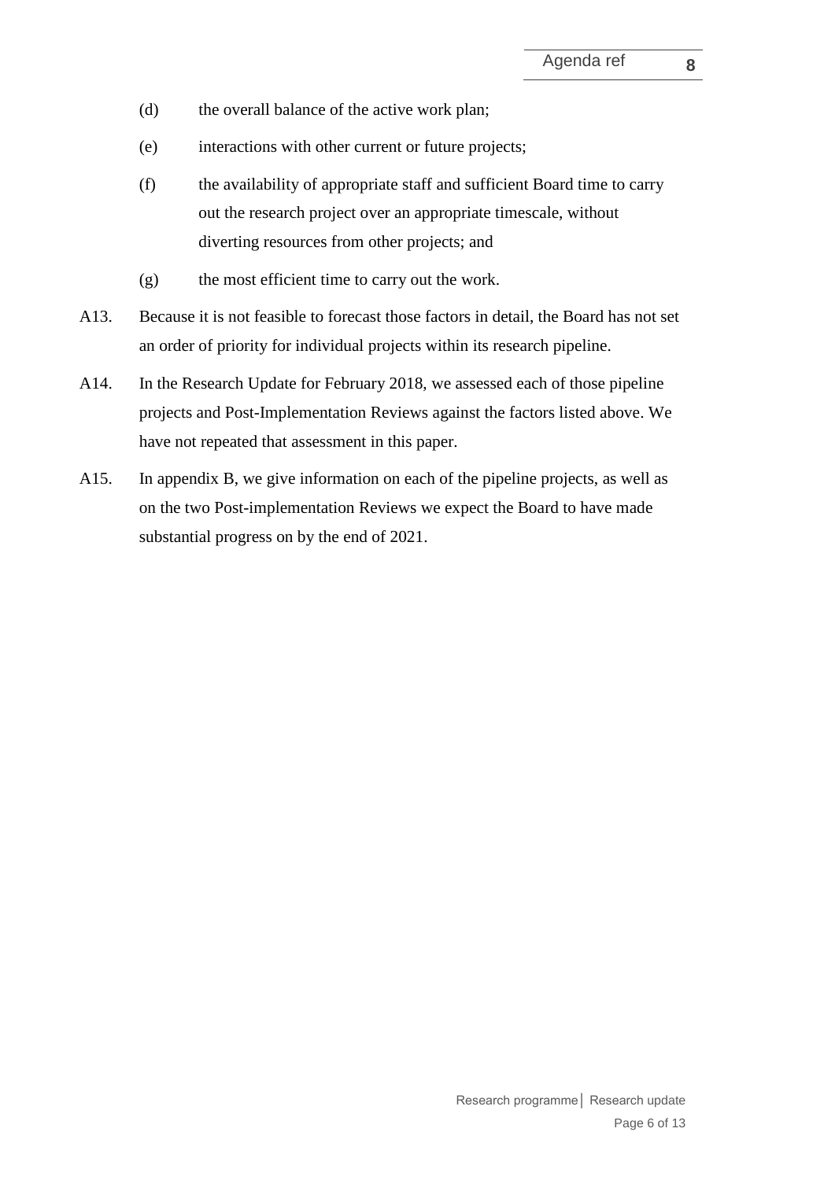(d) the overall balance of the active work plan;

(e) interactions with other current or future projects;

(f) the availability of appropriate staff and sufficient Board time to carry out the research project over an appropriate timescale, without diverting resources from other projects; and

(g) the most efficient time to carry out the work.

A13. Because it is not feasible to forecast those factors in detail, the Board has not set an order of priority for individual projects within its research pipeline.

A14. In the Research Update for February 2018, we assessed each of those pipeline projects and Post-Implementation Reviews against the factors listed above. We have not repeated that assessment in this paper.

A15. In appendix B, we give information on each of the pipeline projects, as well as on the two Post-implementation Reviews we expect the Board to have made substantial progress on by the end of 2021.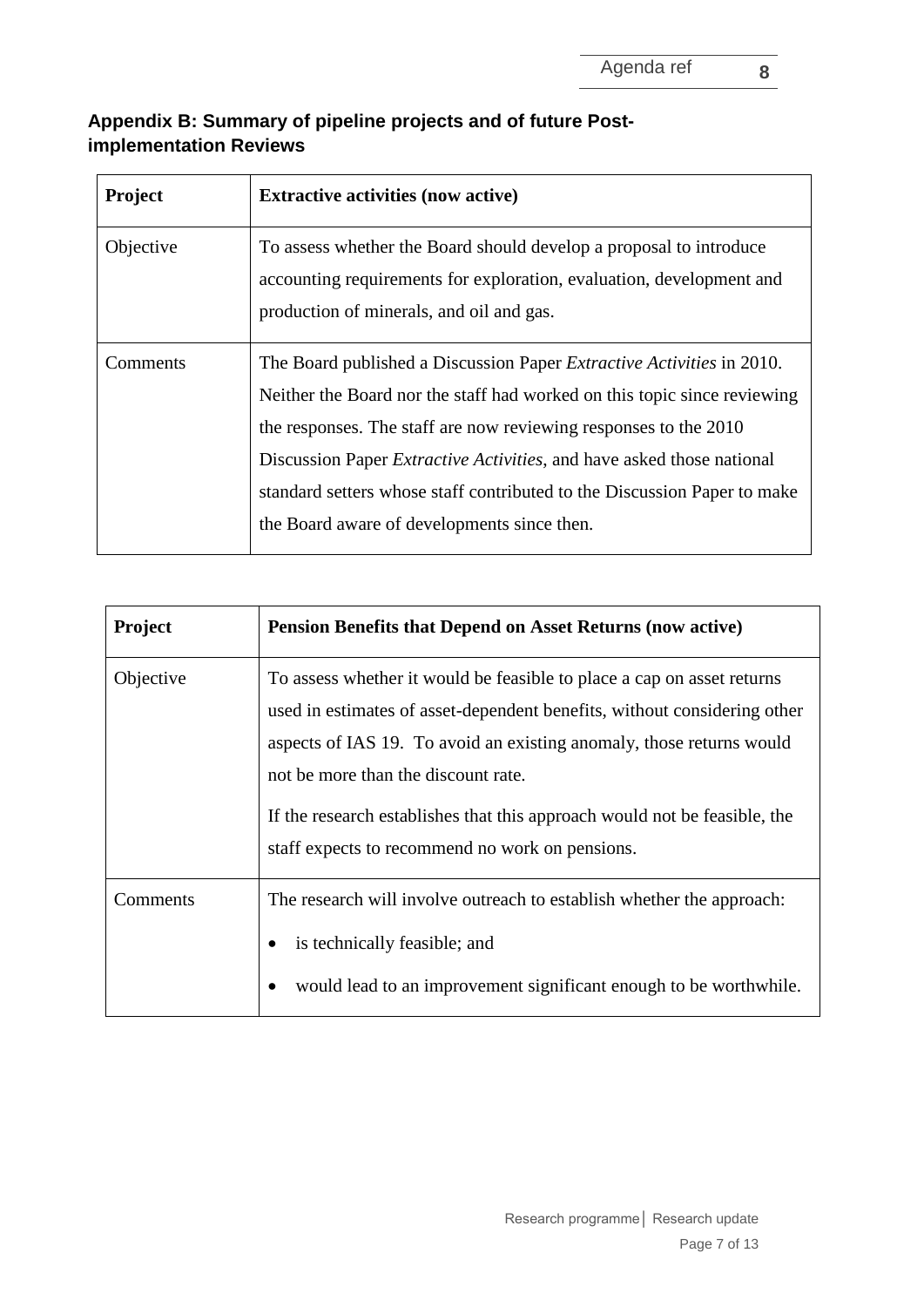## Appendix B: Summary of pipeline projects and of future Post-implementation Reviews

| Project | Extractive activities (now active) |
|---|---|
| Objective | To assess whether the Board should develop a proposal to introduce accounting requirements for exploration, evaluation, development and production of minerals, and oil and gas. |
| Comments | The Board published a Discussion Paper *Extractive Activities* in 2010. Neither the Board nor the staff had worked on this topic since reviewing the responses. The staff are now reviewing responses to the 2010 Discussion Paper *Extractive Activities*, and have asked those national standard setters whose staff contributed to the Discussion Paper to make the Board aware of developments since then. |

| Project | Pension Benefits that Depend on Asset Returns (now active) |
|---|---|
| Objective | To assess whether it would be feasible to place a cap on asset returns used in estimates of asset-dependent benefits, without considering other aspects of IAS 19. To avoid an existing anomaly, those returns would not be more than the discount rate.<br><br>If the research establishes that this approach would not be feasible, the staff expects to recommend no work on pensions. |
| Comments | The research will involve outreach to establish whether the approach:<br>• is technically feasible; and<br>• would lead to an improvement significant enough to be worthwhile. |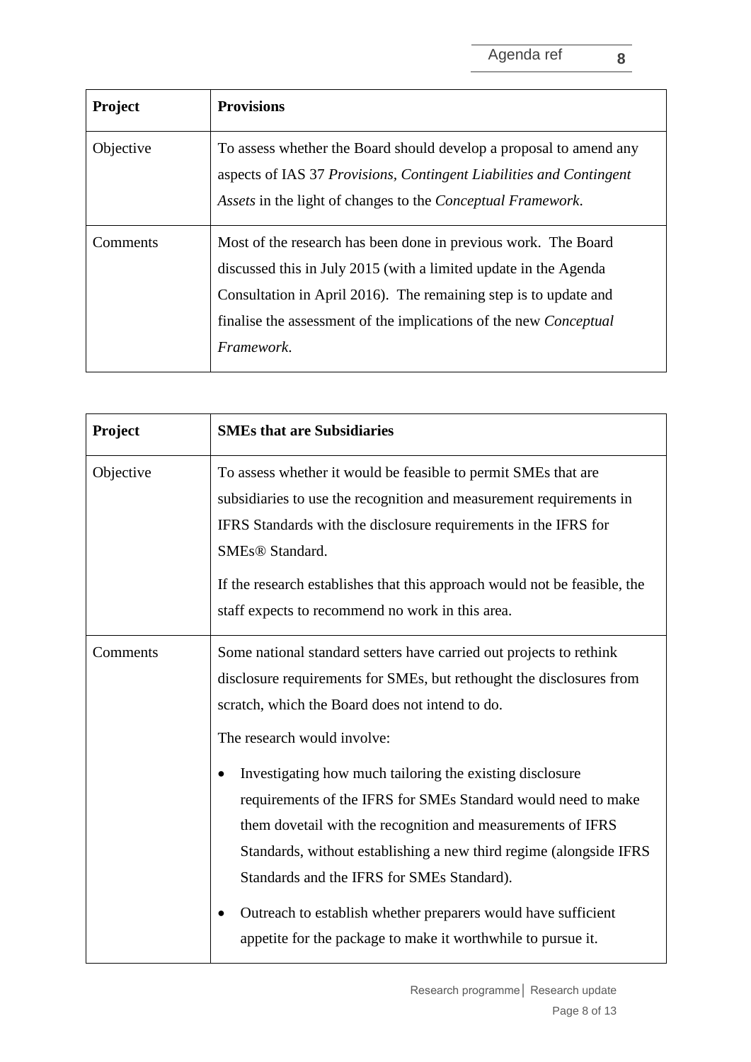| Project | Provisions |
| --- | --- |
| Objective | To assess whether the Board should develop a proposal to amend any aspects of IAS 37 *Provisions, Contingent Liabilities and Contingent Assets* in the light of changes to the *Conceptual Framework*. |
| Comments | Most of the research has been done in previous work. The Board discussed this in July 2015 (with a limited update in the Agenda Consultation in April 2016). The remaining step is to update and finalise the assessment of the implications of the new *Conceptual Framework*. |

| Project | SMEs that are Subsidiaries |
| --- | --- |
| Objective | To assess whether it would be feasible to permit SMEs that are subsidiaries to use the recognition and measurement requirements in IFRS Standards with the disclosure requirements in the IFRS for SMEs® Standard.<br><br>If the research establishes that this approach would not be feasible, the staff expects to recommend no work in this area. |
| Comments | Some national standard setters have carried out projects to rethink disclosure requirements for SMEs, but rethought the disclosures from scratch, which the Board does not intend to do.<br><br>The research would involve:<br><br>• Investigating how much tailoring the existing disclosure requirements of the IFRS for SMEs Standard would need to make them dovetail with the recognition and measurements of IFRS Standards, without establishing a new third regime (alongside IFRS Standards and the IFRS for SMEs Standard).<br><br>• Outreach to establish whether preparers would have sufficient appetite for the package to make it worthwhile to pursue it. |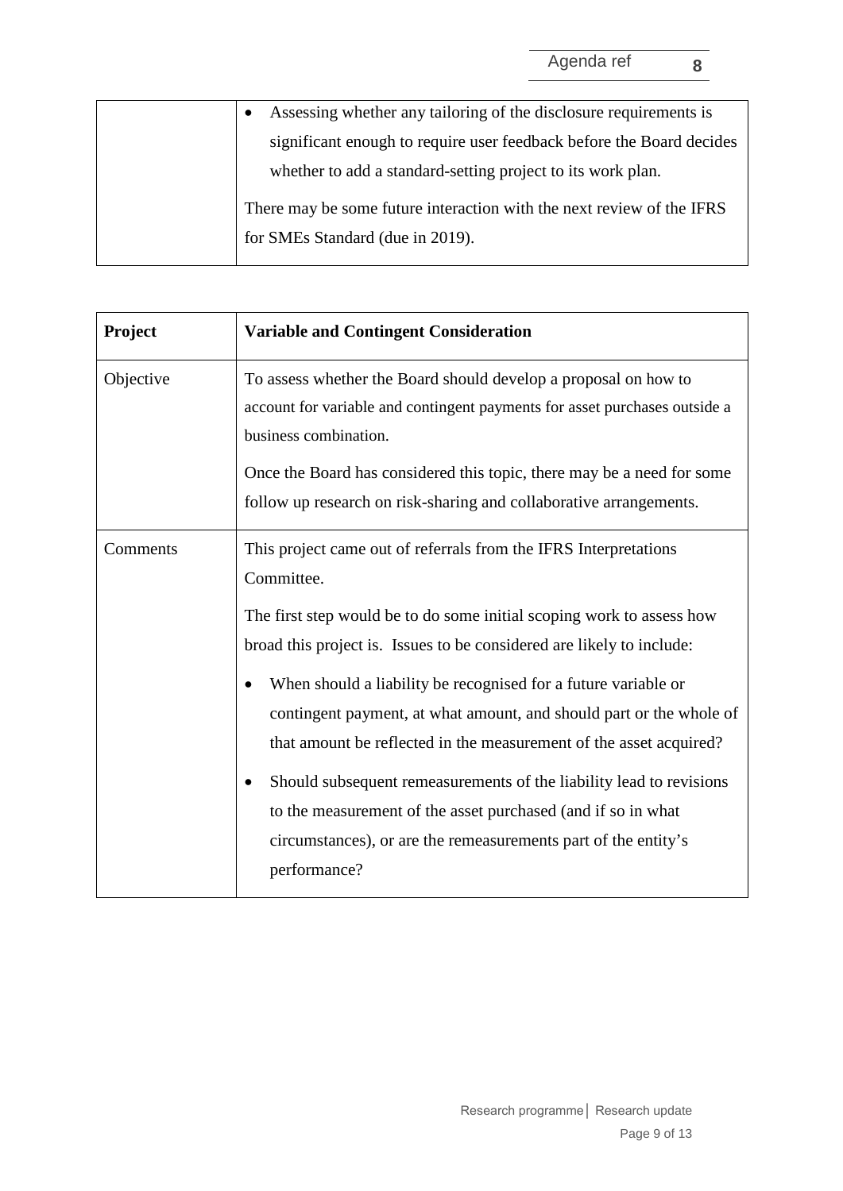| | |
|---|---|
| | • Assessing whether any tailoring of the disclosure requirements is significant enough to require user feedback before the Board decides whether to add a standard-setting project to its work plan.<br><br>There may be some future interaction with the next review of the IFRS for SMEs Standard (due in 2019). |

| **Project** | **Variable and Contingent Consideration** |
|---|---|
| Objective | To assess whether the Board should develop a proposal on how to account for variable and contingent payments for asset purchases outside a business combination.<br><br>Once the Board has considered this topic, there may be a need for some follow up research on risk-sharing and collaborative arrangements. |
| Comments | This project came out of referrals from the IFRS Interpretations Committee.<br><br>The first step would be to do some initial scoping work to assess how broad this project is. Issues to be considered are likely to include:<br><br>• When should a liability be recognised for a future variable or contingent payment, at what amount, and should part or the whole of that amount be reflected in the measurement of the asset acquired?<br><br>• Should subsequent remeasurements of the liability lead to revisions to the measurement of the asset purchased (and if so in what circumstances), or are the remeasurements part of the entity's performance? |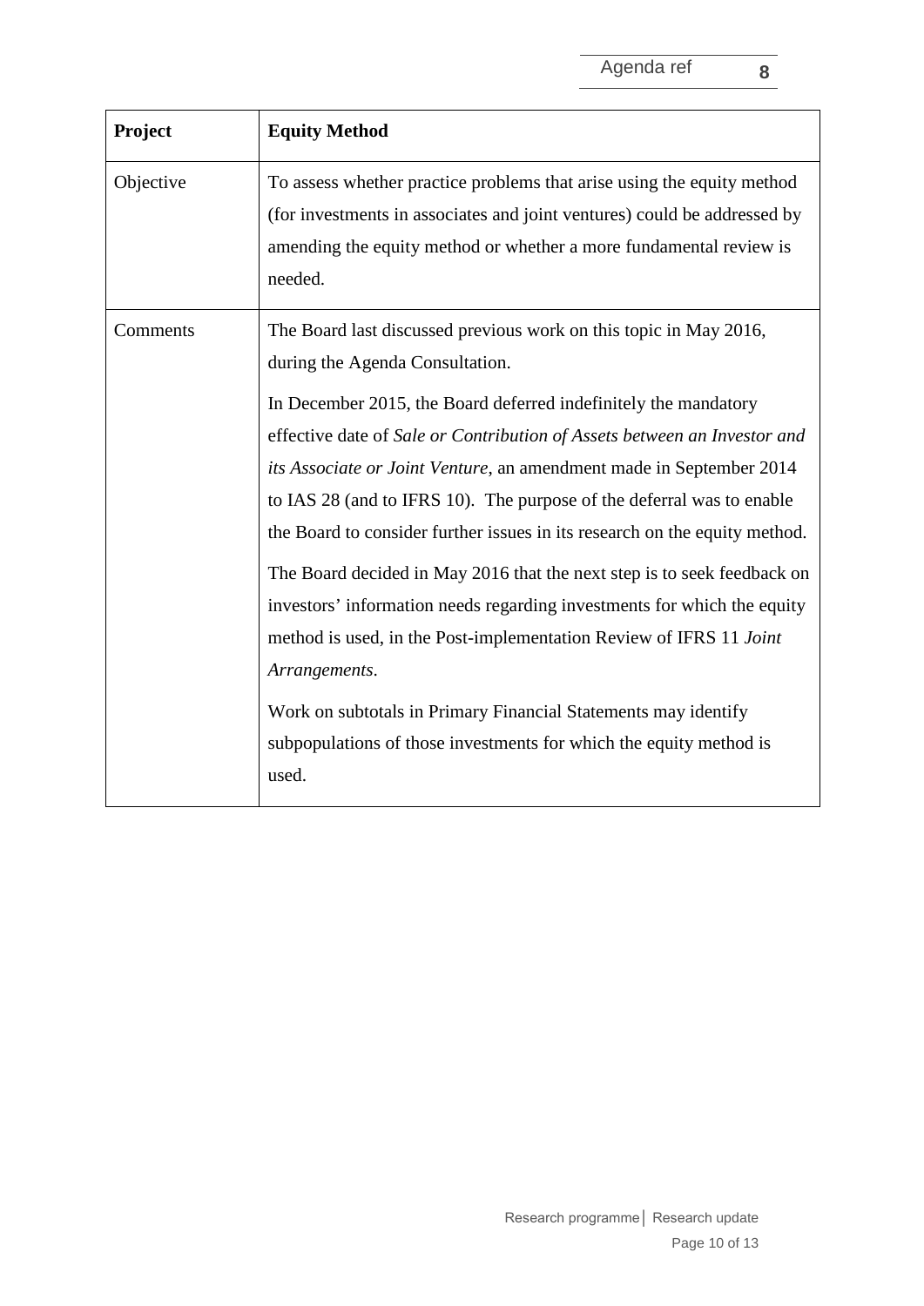| **Project** | **Equity Method** |
|---|---|
| Objective | To assess whether practice problems that arise using the equity method (for investments in associates and joint ventures) could be addressed by amending the equity method or whether a more fundamental review is needed. |
| Comments | The Board last discussed previous work on this topic in May 2016, during the Agenda Consultation.<br><br>In December 2015, the Board deferred indefinitely the mandatory effective date of *Sale or Contribution of Assets between an Investor and its Associate or Joint Venture*, an amendment made in September 2014 to IAS 28 (and to IFRS 10). The purpose of the deferral was to enable the Board to consider further issues in its research on the equity method.<br><br>The Board decided in May 2016 that the next step is to seek feedback on investors' information needs regarding investments for which the equity method is used, in the Post-implementation Review of IFRS 11 *Joint Arrangements*.<br><br>Work on subtotals in Primary Financial Statements may identify subpopulations of those investments for which the equity method is used. |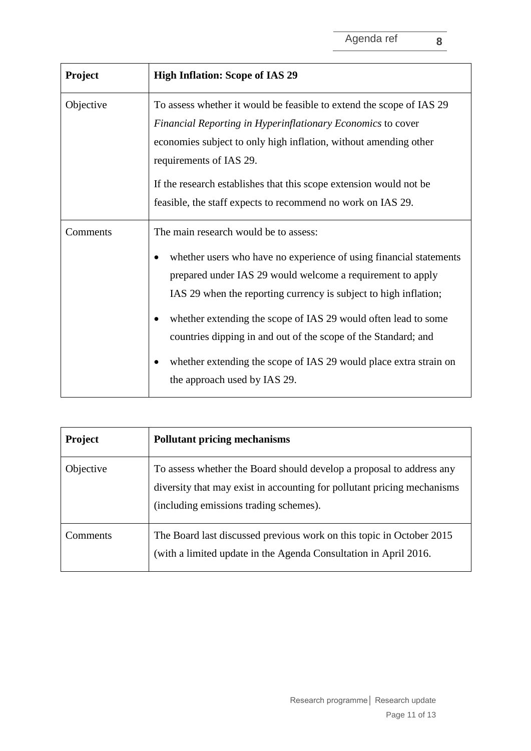| Project | High Inflation: Scope of IAS 29 |
| --- | --- |
| Objective | To assess whether it would be feasible to extend the scope of IAS 29 *Financial Reporting in Hyperinflationary Economics* to cover economies subject to only high inflation, without amending other requirements of IAS 29.<br><br>If the research establishes that this scope extension would not be feasible, the staff expects to recommend no work on IAS 29. |
| Comments | The main research would be to assess:<br><br>• whether users who have no experience of using financial statements prepared under IAS 29 would welcome a requirement to apply IAS 29 when the reporting currency is subject to high inflation;<br><br>• whether extending the scope of IAS 29 would often lead to some countries dipping in and out of the scope of the Standard; and<br><br>• whether extending the scope of IAS 29 would place extra strain on the approach used by IAS 29. |

| Project | Pollutant pricing mechanisms |
| --- | --- |
| Objective | To assess whether the Board should develop a proposal to address any diversity that may exist in accounting for pollutant pricing mechanisms (including emissions trading schemes). |
| Comments | The Board last discussed previous work on this topic in October 2015 (with a limited update in the Agenda Consultation in April 2016. |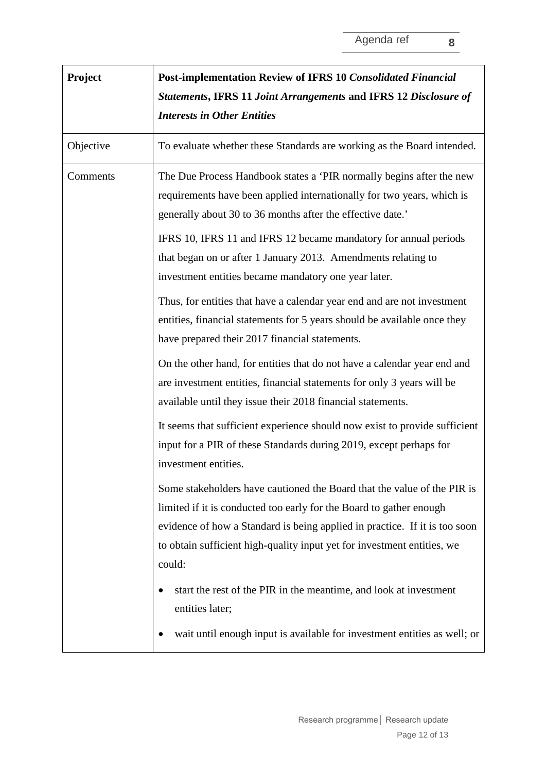| Project | **Post-implementation Review of IFRS 10** ***Consolidated Financial Statements*****, IFRS 11** ***Joint Arrangements*** **and IFRS 12** ***Disclosure of Interests in Other Entities*** |
|---|---|
| Objective | To evaluate whether these Standards are working as the Board intended. |
| Comments | The Due Process Handbook states a 'PIR normally begins after the new requirements have been applied internationally for two years, which is generally about 30 to 36 months after the effective date.'<br><br>IFRS 10, IFRS 11 and IFRS 12 became mandatory for annual periods that began on or after 1 January 2013. Amendments relating to investment entities became mandatory one year later.<br><br>Thus, for entities that have a calendar year end and are not investment entities, financial statements for 5 years should be available once they have prepared their 2017 financial statements.<br><br>On the other hand, for entities that do not have a calendar year end and are investment entities, financial statements for only 3 years will be available until they issue their 2018 financial statements.<br><br>It seems that sufficient experience should now exist to provide sufficient input for a PIR of these Standards during 2019, except perhaps for investment entities.<br><br>Some stakeholders have cautioned the Board that the value of the PIR is limited if it is conducted too early for the Board to gather enough evidence of how a Standard is being applied in practice. If it is too soon to obtain sufficient high-quality input yet for investment entities, we could:<br><br>• start the rest of the PIR in the meantime, and look at investment entities later;<br><br>• wait until enough input is available for investment entities as well; or |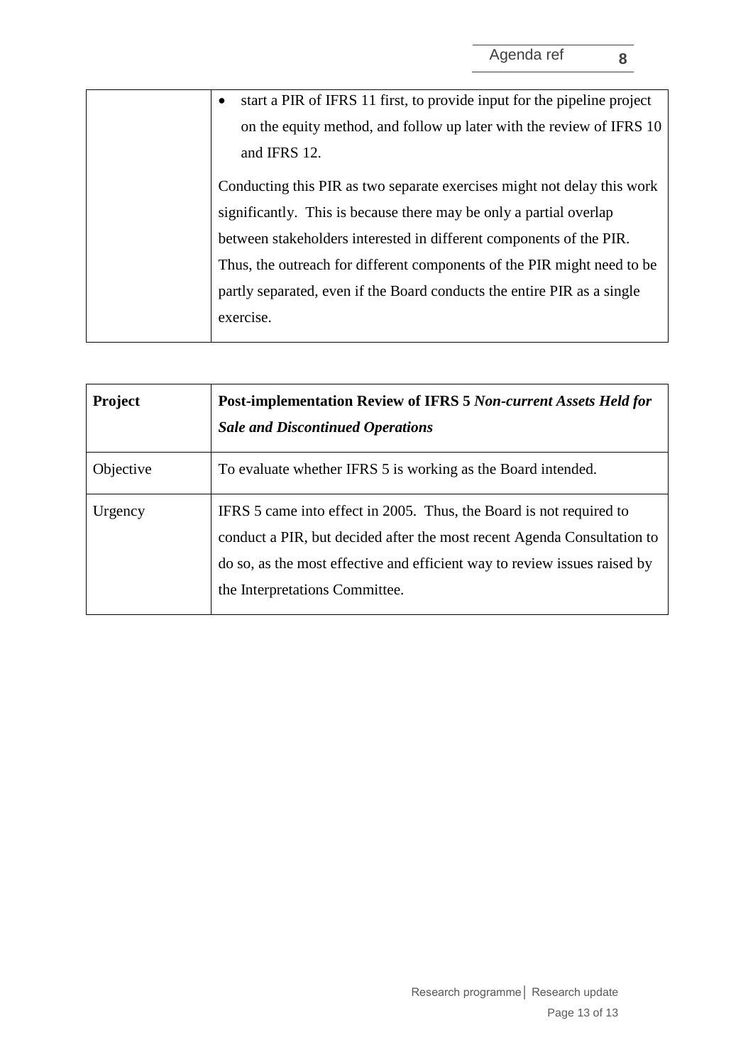| | |
|---|---|
| | • start a PIR of IFRS 11 first, to provide input for the pipeline project on the equity method, and follow up later with the review of IFRS 10 and IFRS 12.<br><br>Conducting this PIR as two separate exercises might not delay this work significantly. This is because there may be only a partial overlap between stakeholders interested in different components of the PIR. Thus, the outreach for different components of the PIR might need to be partly separated, even if the Board conducts the entire PIR as a single exercise. |

| **Project** | **Post-implementation Review of IFRS 5 *Non-current Assets Held for Sale and Discontinued Operations*** |
|---|---|
| Objective | To evaluate whether IFRS 5 is working as the Board intended. |
| Urgency | IFRS 5 came into effect in 2005. Thus, the Board is not required to conduct a PIR, but decided after the most recent Agenda Consultation to do so, as the most effective and efficient way to review issues raised by the Interpretations Committee. |